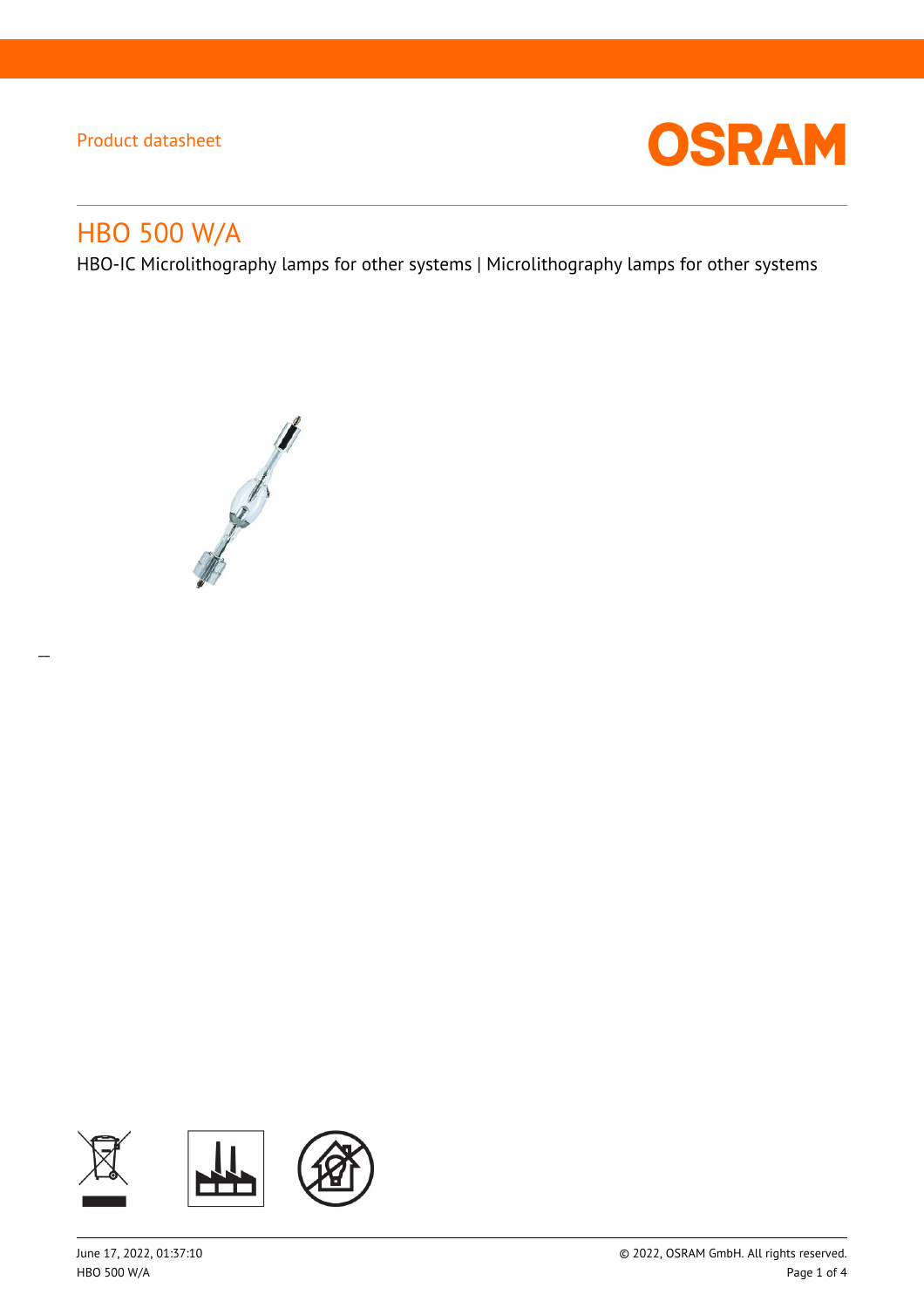Product datasheet

# HBO 500 W/A

HBO-IC Microlithography lamps for other systems | Microlithography lamps for other systems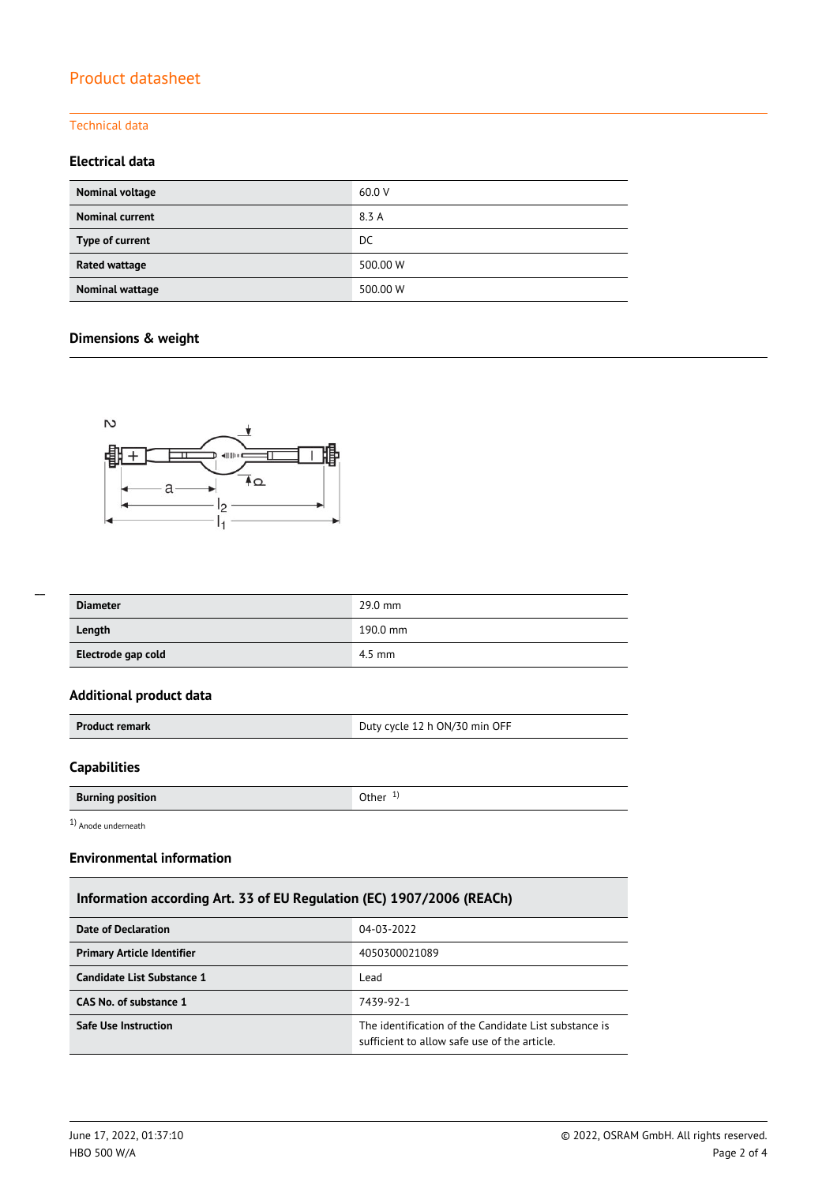# Product datasheet

## Technical data

### Electrical data

| | |
|---|---|
| **Nominal voltage** | 60.0 V |
| **Nominal current** | 8.3 A |
| **Type of current** | DC |
| **Rated wattage** | 500.00 W |
| **Nominal wattage** | 500.00 W |

### Dimensions & weight

| | |
|---|---|
| **Diameter** | 29.0 mm |
| **Length** | 190.0 mm |
| **Electrode gap cold** | 4.5 mm |

### Additional product data

| | |
|---|---|
| **Product remark** | Duty cycle 12 h ON/30 min OFF |

### Capabilities

| | |
|---|---|
| **Burning position** | Other [1] |

[1] Anode underneath

### Environmental information

| Information according Art. 33 of EU Regulation (EC) 1907/2006 (REACh) | |
|---|---|
| **Date of Declaration** | 04-03-2022 |
| **Primary Article Identifier** | 4050300021089 |
| **Candidate List Substance 1** | Lead |
| **CAS No. of substance 1** | 7439-92-1 |
| **Safe Use Instruction** | The identification of the Candidate List substance is sufficient to allow safe use of the article. |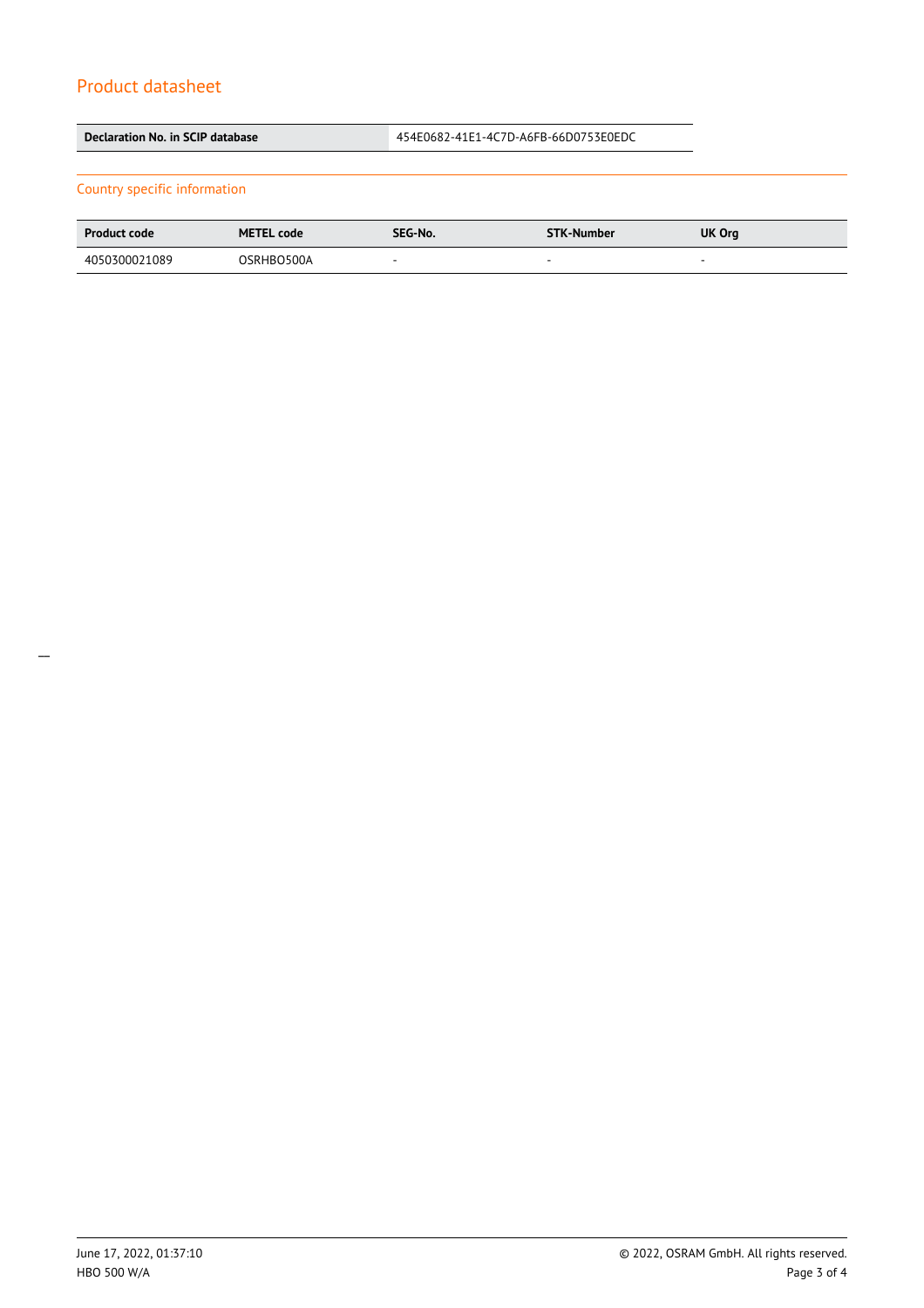## Product datasheet

| Declaration No. in SCIP database | 454E0682-41E1-4C7D-A6FB-66D0753E0EDC |
|---|---|

### Country specific information

| Product code | METEL code | SEG-No. | STK-Number | UK Org |
|---|---|---|---|---|
| 4050300021089 | OSRHBO500A | - | - | - |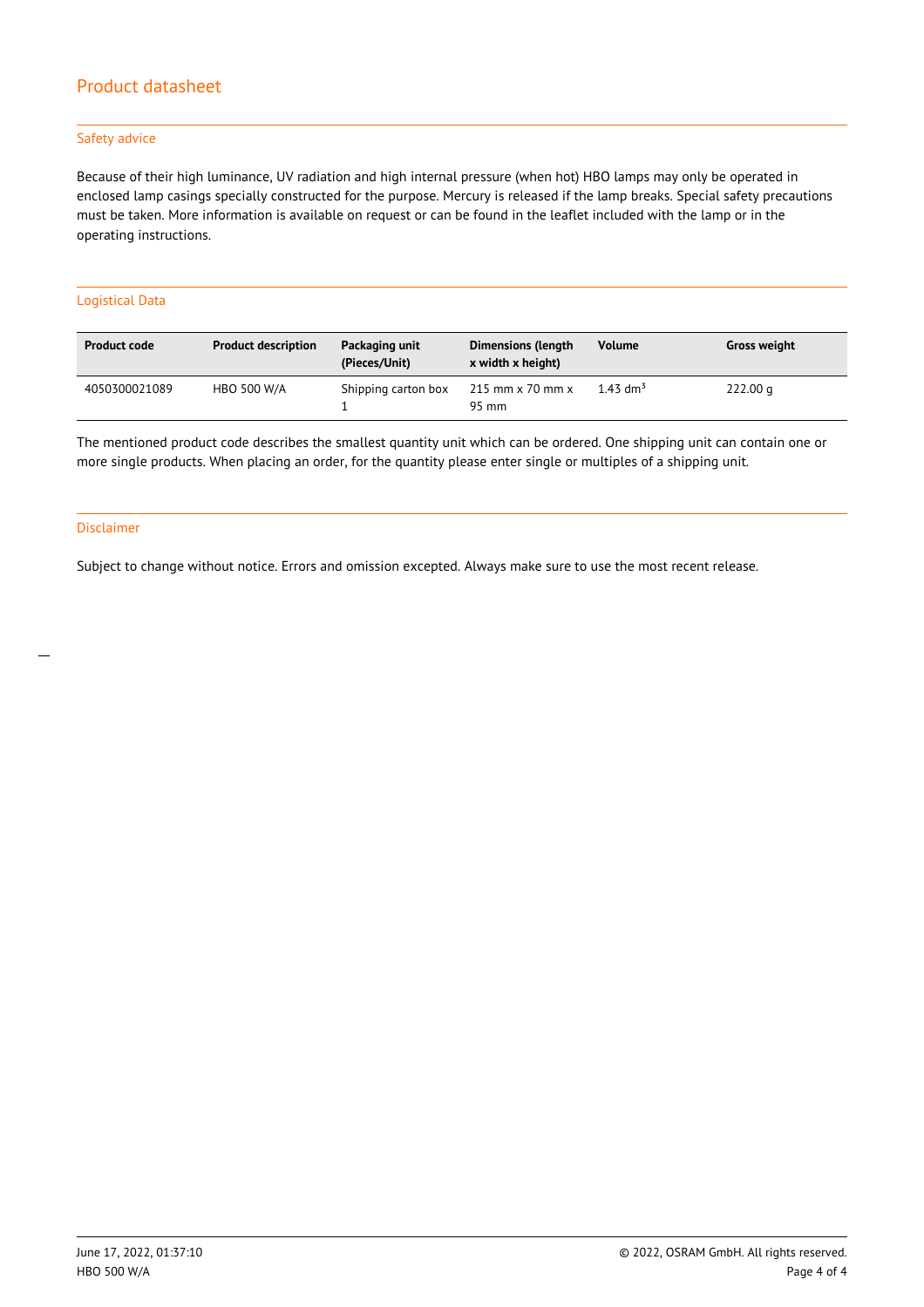## Safety advice

Because of their high luminance, UV radiation and high internal pressure (when hot) HBO lamps may only be operated in enclosed lamp casings specially constructed for the purpose. Mercury is released if the lamp breaks. Special safety precautions must be taken. More information is available on request or can be found in the leaflet included with the lamp or in the operating instructions.

## Logistical Data

| Product code | Product description | Packaging unit (Pieces/Unit) | Dimensions (length x width x height) | Volume | Gross weight |
|---|---|---|---|---|---|
| 4050300021089 | HBO 500 W/A | Shipping carton box 1 | 215 mm x 70 mm x 95 mm | 1.43 $dm^3$ | 222.00 g |

The mentioned product code describes the smallest quantity unit which can be ordered. One shipping unit can contain one or more single products. When placing an order, for the quantity please enter single or multiples of a shipping unit.

## Disclaimer

Subject to change without notice. Errors and omission excepted. Always make sure to use the most recent release.